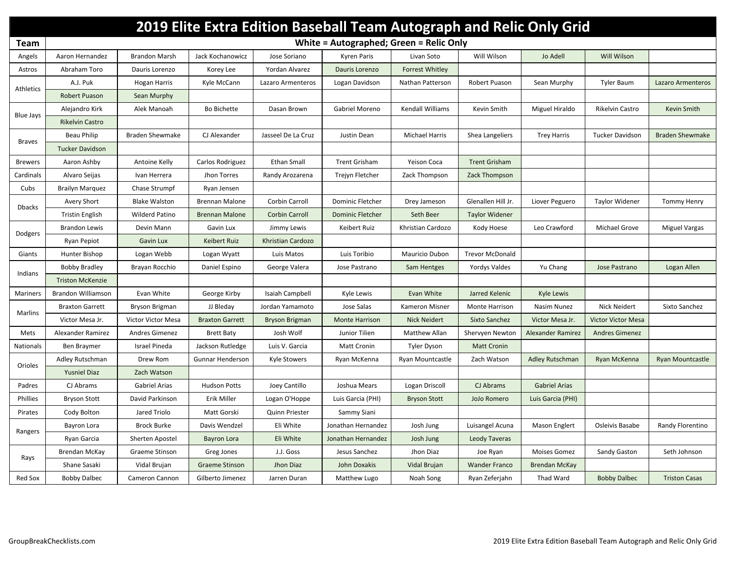# 2019 Elite Extra Edition Baseball Team Autograph and Relic Only Grid

| Team | White = Autographed; Green = Relic Only | | | | | | | | | |
|---|---|---|---|---|---|---|---|---|---|---|
| Angels | Aaron Hernandez | Brandon Marsh | Jack Kochanowicz | Jose Soriano | Kyren Paris | Livan Soto | Will Wilson | Jo Adell | Will Wilson | |
| Astros | Abraham Toro | Dauris Lorenzo | Korey Lee | Yordan Alvarez | Dauris Lorenzo | Forrest Whitley | | | | |
| Athletics | A.J. Puk | Hogan Harris | Kyle McCann | Lazaro Armenteros | Logan Davidson | Nathan Patterson | Robert Puason | Sean Murphy | Tyler Baum | Lazaro Armenteros |
| | Robert Puason | Sean Murphy | | | | | | | | |
| Blue Jays | Alejandro Kirk | Alek Manoah | Bo Bichette | Dasan Brown | Gabriel Moreno | Kendall Williams | Kevin Smith | Miguel Hiraldo | Rikelvin Castro | Kevin Smith |
| | Rikelvin Castro | | | | | | | | | |
| Braves | Beau Philip | Braden Shewmake | CJ Alexander | Jasseel De La Cruz | Justin Dean | Michael Harris | Shea Langeliers | Trey Harris | Tucker Davidson | Braden Shewmake |
| | Tucker Davidson | | | | | | | | | |
| Brewers | Aaron Ashby | Antoine Kelly | Carlos Rodriguez | Ethan Small | Trent Grisham | Yeison Coca | Trent Grisham | | | |
| Cardinals | Alvaro Seijas | Ivan Herrera | Jhon Torres | Randy Arozarena | Trejyn Fletcher | Zack Thompson | Zack Thompson | | | |
| Cubs | Brailyn Marquez | Chase Strumpf | Ryan Jensen | | | | | | | |
| Dbacks | Avery Short | Blake Walston | Brennan Malone | Corbin Carroll | Dominic Fletcher | Drey Jameson | Glenallen Hill Jr. | Liover Peguero | Taylor Widener | Tommy Henry |
| | Tristin English | Wilderd Patino | Brennan Malone | Corbin Carroll | Dominic Fletcher | Seth Beer | Taylor Widener | | | |
| Dodgers | Brandon Lewis | Devin Mann | Gavin Lux | Jimmy Lewis | Keibert Ruiz | Khristian Cardozo | Kody Hoese | Leo Crawford | Michael Grove | Miguel Vargas |
| | Ryan Pepiot | Gavin Lux | Keibert Ruiz | Khristian Cardozo | | | | | | |
| Giants | Hunter Bishop | Logan Webb | Logan Wyatt | Luis Matos | Luis Toribio | Mauricio Dubon | Trevor McDonald | | | |
| Indians | Bobby Bradley | Brayan Rocchio | Daniel Espino | George Valera | Jose Pastrano | Sam Hentges | Yordys Valdes | Yu Chang | Jose Pastrano | Logan Allen |
| | Triston McKenzie | | | | | | | | | |
| Mariners | Brandon Williamson | Evan White | George Kirby | Isaiah Campbell | Kyle Lewis | Evan White | Jarred Kelenic | Kyle Lewis | | |
| Marlins | Braxton Garrett | Bryson Brigman | JJ Bleday | Jordan Yamamoto | Jose Salas | Kameron Misner | Monte Harrison | Nasim Nunez | Nick Neidert | Sixto Sanchez |
| | Victor Mesa Jr. | Victor Victor Mesa | Braxton Garrett | Bryson Brigman | Monte Harrison | Nick Neidert | Sixto Sanchez | Victor Mesa Jr. | Victor Victor Mesa | |
| Mets | Alexander Ramirez | Andres Gimenez | Brett Baty | Josh Wolf | Junior Tilien | Matthew Allan | Shervyen Newton | Alexander Ramirez | Andres Gimenez | |
| Nationals | Ben Braymer | Israel Pineda | Jackson Rutledge | Luis V. Garcia | Matt Cronin | Tyler Dyson | Matt Cronin | | | |
| Orioles | Adley Rutschman | Drew Rom | Gunnar Henderson | Kyle Stowers | Ryan McKenna | Ryan Mountcastle | Zach Watson | Adley Rutschman | Ryan McKenna | Ryan Mountcastle |
| | Yusniel Diaz | Zach Watson | | | | | | | | |
| Padres | CJ Abrams | Gabriel Arias | Hudson Potts | Joey Cantillo | Joshua Mears | Logan Driscoll | CJ Abrams | Gabriel Arias | | |
| Phillies | Bryson Stott | David Parkinson | Erik Miller | Logan O'Hoppe | Luis Garcia (PHI) | Bryson Stott | JoJo Romero | Luis Garcia (PHI) | | |
| Pirates | Cody Bolton | Jared Triolo | Matt Gorski | Quinn Priester | Sammy Siani | | | | | |
| Rangers | Bayron Lora | Brock Burke | Davis Wendzel | Eli White | Jonathan Hernandez | Josh Jung | Luisangel Acuna | Mason Englert | Osleivis Basabe | Randy Florentino |
| | Ryan Garcia | Sherten Apostel | Bayron Lora | Eli White | Jonathan Hernandez | Josh Jung | Leody Taveras | | | |
| Rays | Brendan McKay | Graeme Stinson | Greg Jones | J.J. Goss | Jesus Sanchez | Jhon Diaz | Joe Ryan | Moises Gomez | Sandy Gaston | Seth Johnson |
| | Shane Sasaki | Vidal Brujan | Graeme Stinson | Jhon Diaz | John Doxakis | Vidal Brujan | Wander Franco | Brendan McKay | | |
| Red Sox | Bobby Dalbec | Cameron Cannon | Gilberto Jimenez | Jarren Duran | Matthew Lugo | Noah Song | Ryan Zeferjahn | Thad Ward | Bobby Dalbec | Triston Casas |

GroupBreakChecklists.com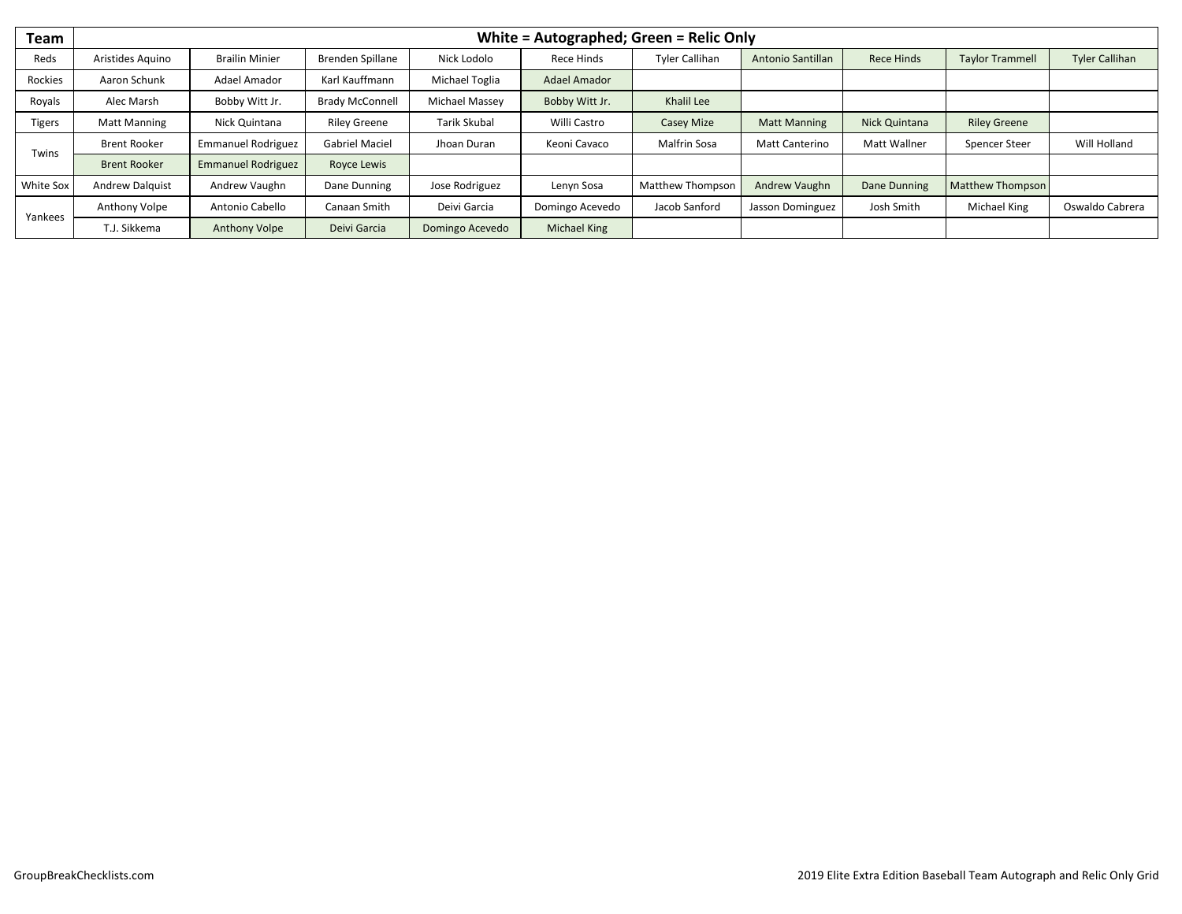| Team | White = Autographed; Green = Relic Only | | | | | | | | | |
|---|---|---|---|---|---|---|---|---|---|---|
| Reds | Aristides Aquino | Brailin Minier | Brenden Spillane | Nick Lodolo | Rece Hinds | Tyler Callihan | Antonio Santillan | Rece Hinds | Taylor Trammell | Tyler Callihan |
| Rockies | Aaron Schunk | Adael Amador | Karl Kauffmann | Michael Toglia | Adael Amador | | | | | |
| Royals | Alec Marsh | Bobby Witt Jr. | Brady McConnell | Michael Massey | Bobby Witt Jr. | Khalil Lee | | | | |
| Tigers | Matt Manning | Nick Quintana | Riley Greene | Tarik Skubal | Willi Castro | Casey Mize | Matt Manning | Nick Quintana | Riley Greene | |
| Twins | Brent Rooker | Emmanuel Rodriguez | Gabriel Maciel | Jhoan Duran | Keoni Cavaco | Malfrin Sosa | Matt Canterino | Matt Wallner | Spencer Steer | Will Holland |
| | Brent Rooker | Emmanuel Rodriguez | Royce Lewis | | | | | | | |
| White Sox | Andrew Dalquist | Andrew Vaughn | Dane Dunning | Jose Rodriguez | Lenyn Sosa | Matthew Thompson | Andrew Vaughn | Dane Dunning | Matthew Thompson | |
| Yankees | Anthony Volpe | Antonio Cabello | Canaan Smith | Deivi Garcia | Domingo Acevedo | Jacob Sanford | Jasson Dominguez | Josh Smith | Michael King | Oswaldo Cabrera |
| | T.J. Sikkema | Anthony Volpe | Deivi Garcia | Domingo Acevedo | Michael King | | | | | |